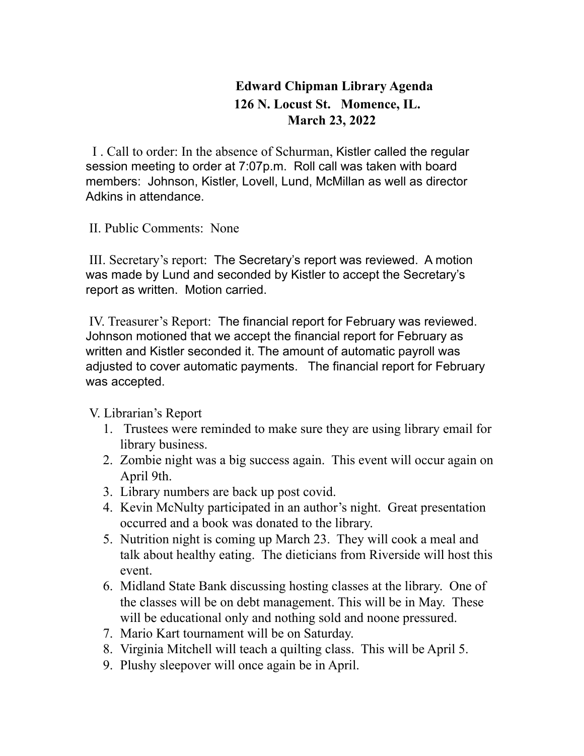**Edward Chipman Library Agenda**
**126 N. Locust St. Momence, IL.**
**March 23, 2022**

I . Call to order: In the absence of Schurman, Kistler called the regular session meeting to order at 7:07p.m. Roll call was taken with board members: Johnson, Kistler, Lovell, Lund, McMillan as well as director Adkins in attendance.

II. Public Comments: None

III. Secretary's report: The Secretary's report was reviewed. A motion was made by Lund and seconded by Kistler to accept the Secretary's report as written. Motion carried.

IV. Treasurer's Report: The financial report for February was reviewed. Johnson motioned that we accept the financial report for February as written and Kistler seconded it. The amount of automatic payroll was adjusted to cover automatic payments. The financial report for February was accepted.

V. Librarian's Report

1. Trustees were reminded to make sure they are using library email for library business.
2. Zombie night was a big success again. This event will occur again on April 9th.
3. Library numbers are back up post covid.
4. Kevin McNulty participated in an author's night. Great presentation occurred and a book was donated to the library.
5. Nutrition night is coming up March 23. They will cook a meal and talk about healthy eating. The dieticians from Riverside will host this event.
6. Midland State Bank discussing hosting classes at the library. One of the classes will be on debt management. This will be in May. These will be educational only and nothing sold and noone pressured.
7. Mario Kart tournament will be on Saturday.
8. Virginia Mitchell will teach a quilting class. This will be April 5.
9. Plushy sleepover will once again be in April.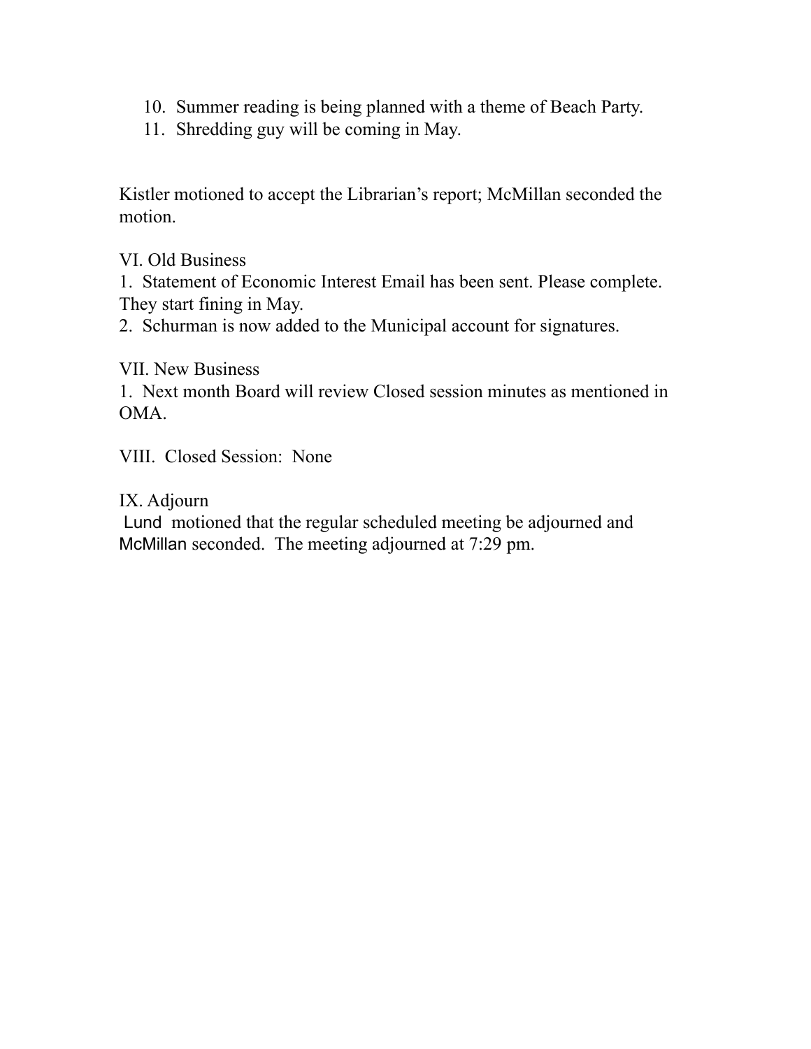10. Summer reading is being planned with a theme of Beach Party.
11. Shredding guy will be coming in May.

Kistler motioned to accept the Librarian's report; McMillan seconded the motion.

VI. Old Business

1. Statement of Economic Interest Email has been sent. Please complete. They start fining in May.
2. Schurman is now added to the Municipal account for signatures.

VII. New Business

1. Next month Board will review Closed session minutes as mentioned in OMA.

VIII. Closed Session: None

IX. Adjourn

Lund motioned that the regular scheduled meeting be adjourned and McMillan seconded. The meeting adjourned at 7:29 pm.